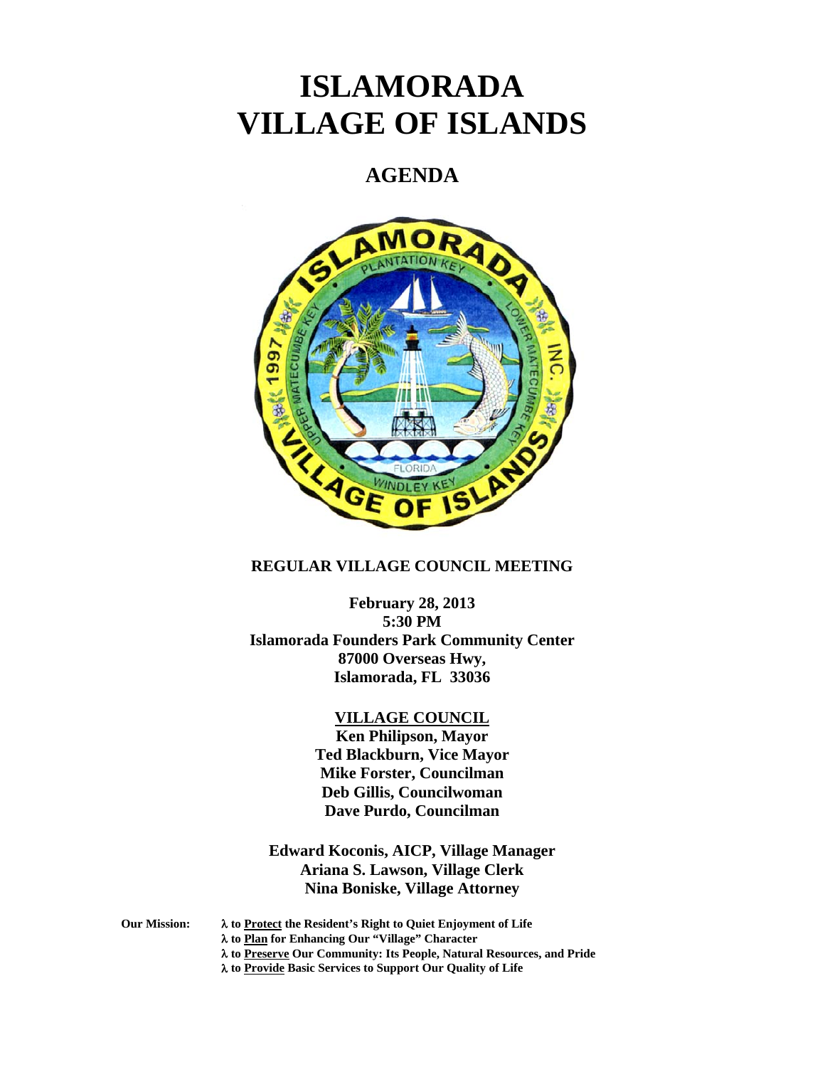# ISLAMORADA
# VILLAGE OF ISLANDS

## AGENDA

**REGULAR VILLAGE COUNCIL MEETING**

**February 28, 2013**
**5:30 PM**
**Islamorada Founders Park Community Center**
**87000 Overseas Hwy,**
**Islamorada, FL 33036**

**VILLAGE COUNCIL**
**Ken Philipson, Mayor**
**Ted Blackburn, Vice Mayor**
**Mike Forster, Councilman**
**Deb Gillis, Councilwoman**
**Dave Purdo, Councilman**

**Edward Koconis, AICP, Village Manager**
**Ariana S. Lawson, Village Clerk**
**Nina Boniske, Village Attorney**

**Our Mission:**
- **to Protect the Resident's Right to Quiet Enjoyment of Life**
- **to Plan for Enhancing Our "Village" Character**
- **to Preserve Our Community: Its People, Natural Resources, and Pride**
- **to Provide Basic Services to Support Our Quality of Life**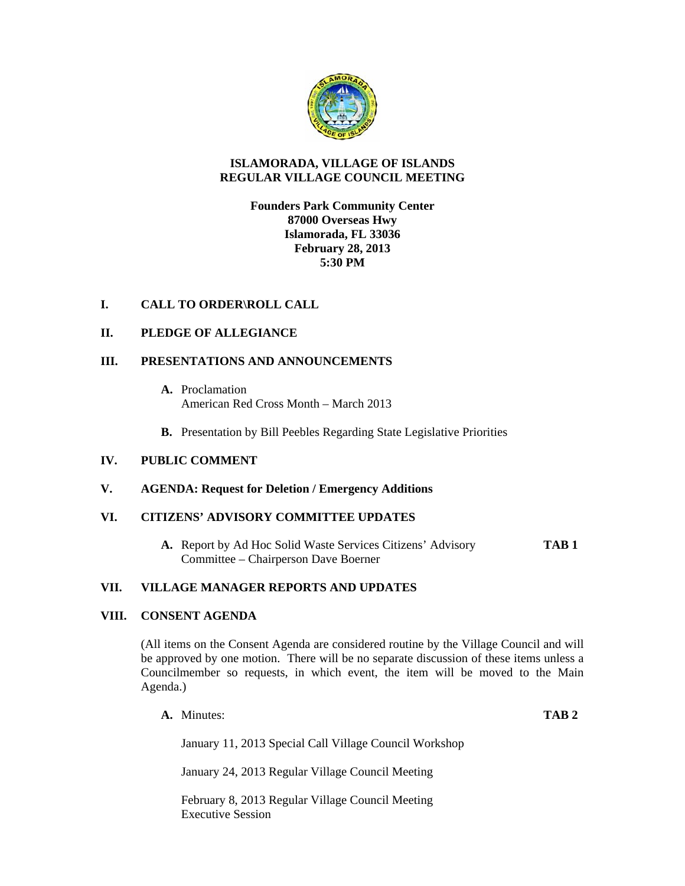# ISLAMORADA, VILLAGE OF ISLANDS
# REGULAR VILLAGE COUNCIL MEETING

**Founders Park Community Center**
**87000 Overseas Hwy**
**Islamorada, FL 33036**
**February 28, 2013**
**5:30 PM**

## I. CALL TO ORDER\ROLL CALL

## II. PLEDGE OF ALLEGIANCE

## III. PRESENTATIONS AND ANNOUNCEMENTS

**A.** Proclamation
American Red Cross Month – March 2013

**B.** Presentation by Bill Peebles Regarding State Legislative Priorities

## IV. PUBLIC COMMENT

## V. AGENDA: Request for Deletion / Emergency Additions

## VI. CITIZENS' ADVISORY COMMITTEE UPDATES

**A.** Report by Ad Hoc Solid Waste Services Citizens' Advisory Committee – Chairperson Dave Boerner **TAB 1**

## VII. VILLAGE MANAGER REPORTS AND UPDATES

## VIII. CONSENT AGENDA

(All items on the Consent Agenda are considered routine by the Village Council and will be approved by one motion. There will be no separate discussion of these items unless a Councilmember so requests, in which event, the item will be moved to the Main Agenda.)

**A.** Minutes: **TAB 2**

January 11, 2013 Special Call Village Council Workshop

January 24, 2013 Regular Village Council Meeting

February 8, 2013 Regular Village Council Meeting
Executive Session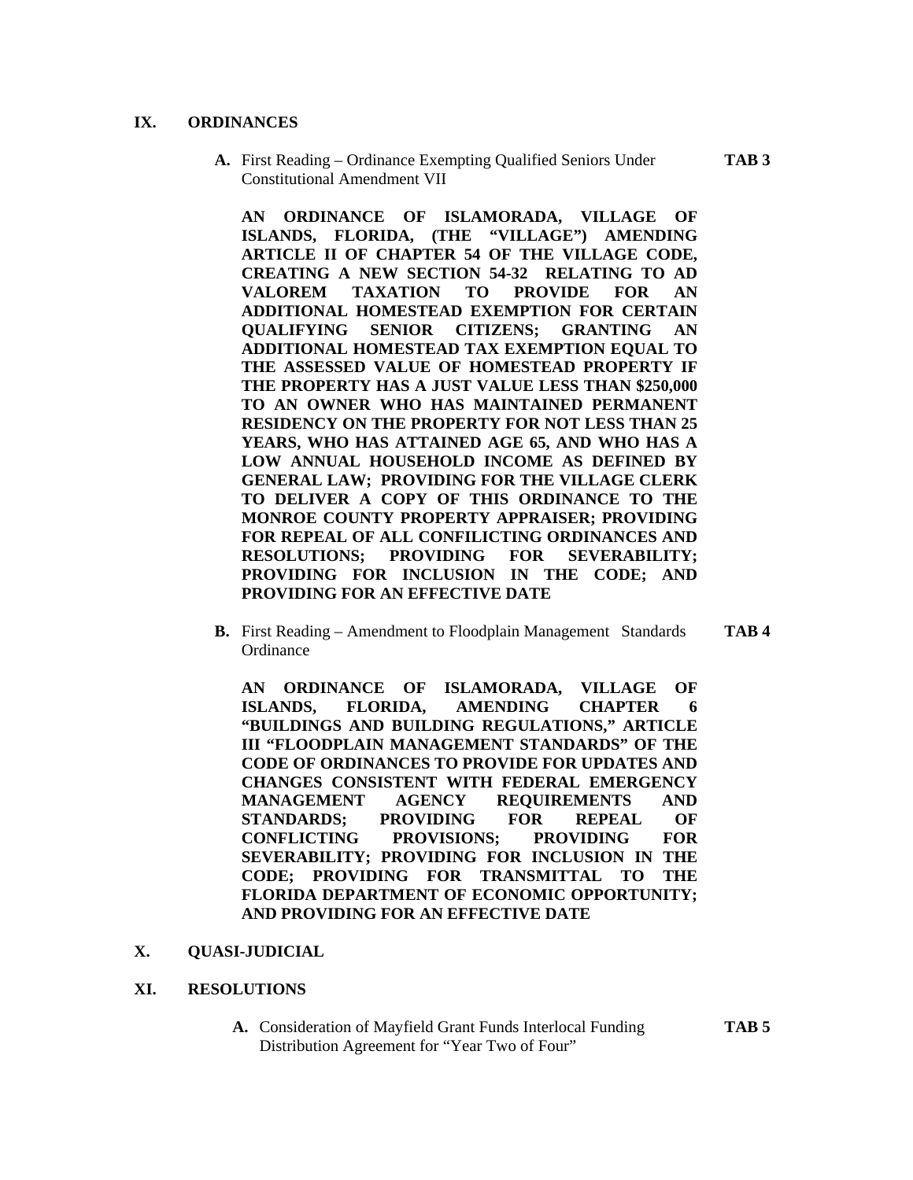## IX. ORDINANCES

**A.** First Reading – Ordinance Exempting Qualified Seniors Under Constitutional Amendment VII **TAB 3**

**AN ORDINANCE OF ISLAMORADA, VILLAGE OF ISLANDS, FLORIDA, (THE "VILLAGE") AMENDING ARTICLE II OF CHAPTER 54 OF THE VILLAGE CODE, CREATING A NEW SECTION 54-32 RELATING TO AD VALOREM TAXATION TO PROVIDE FOR AN ADDITIONAL HOMESTEAD EXEMPTION FOR CERTAIN QUALIFYING SENIOR CITIZENS; GRANTING AN ADDITIONAL HOMESTEAD TAX EXEMPTION EQUAL TO THE ASSESSED VALUE OF HOMESTEAD PROPERTY IF THE PROPERTY HAS A JUST VALUE LESS THAN $250,000 TO AN OWNER WHO HAS MAINTAINED PERMANENT RESIDENCY ON THE PROPERTY FOR NOT LESS THAN 25 YEARS, WHO HAS ATTAINED AGE 65, AND WHO HAS A LOW ANNUAL HOUSEHOLD INCOME AS DEFINED BY GENERAL LAW; PROVIDING FOR THE VILLAGE CLERK TO DELIVER A COPY OF THIS ORDINANCE TO THE MONROE COUNTY PROPERTY APPRAISER; PROVIDING FOR REPEAL OF ALL CONFILICTING ORDINANCES AND RESOLUTIONS; PROVIDING FOR SEVERABILITY; PROVIDING FOR INCLUSION IN THE CODE; AND PROVIDING FOR AN EFFECTIVE DATE**

**B.** First Reading – Amendment to Floodplain Management Standards Ordinance **TAB 4**

**AN ORDINANCE OF ISLAMORADA, VILLAGE OF ISLANDS, FLORIDA, AMENDING CHAPTER 6 "BUILDINGS AND BUILDING REGULATIONS," ARTICLE III "FLOODPLAIN MANAGEMENT STANDARDS" OF THE CODE OF ORDINANCES TO PROVIDE FOR UPDATES AND CHANGES CONSISTENT WITH FEDERAL EMERGENCY MANAGEMENT AGENCY REQUIREMENTS AND STANDARDS; PROVIDING FOR REPEAL OF CONFLICTING PROVISIONS; PROVIDING FOR SEVERABILITY; PROVIDING FOR INCLUSION IN THE CODE; PROVIDING FOR TRANSMITTAL TO THE FLORIDA DEPARTMENT OF ECONOMIC OPPORTUNITY; AND PROVIDING FOR AN EFFECTIVE DATE**

## X. QUASI-JUDICIAL

## XI. RESOLUTIONS

**A.** Consideration of Mayfield Grant Funds Interlocal Funding Distribution Agreement for "Year Two of Four" **TAB 5**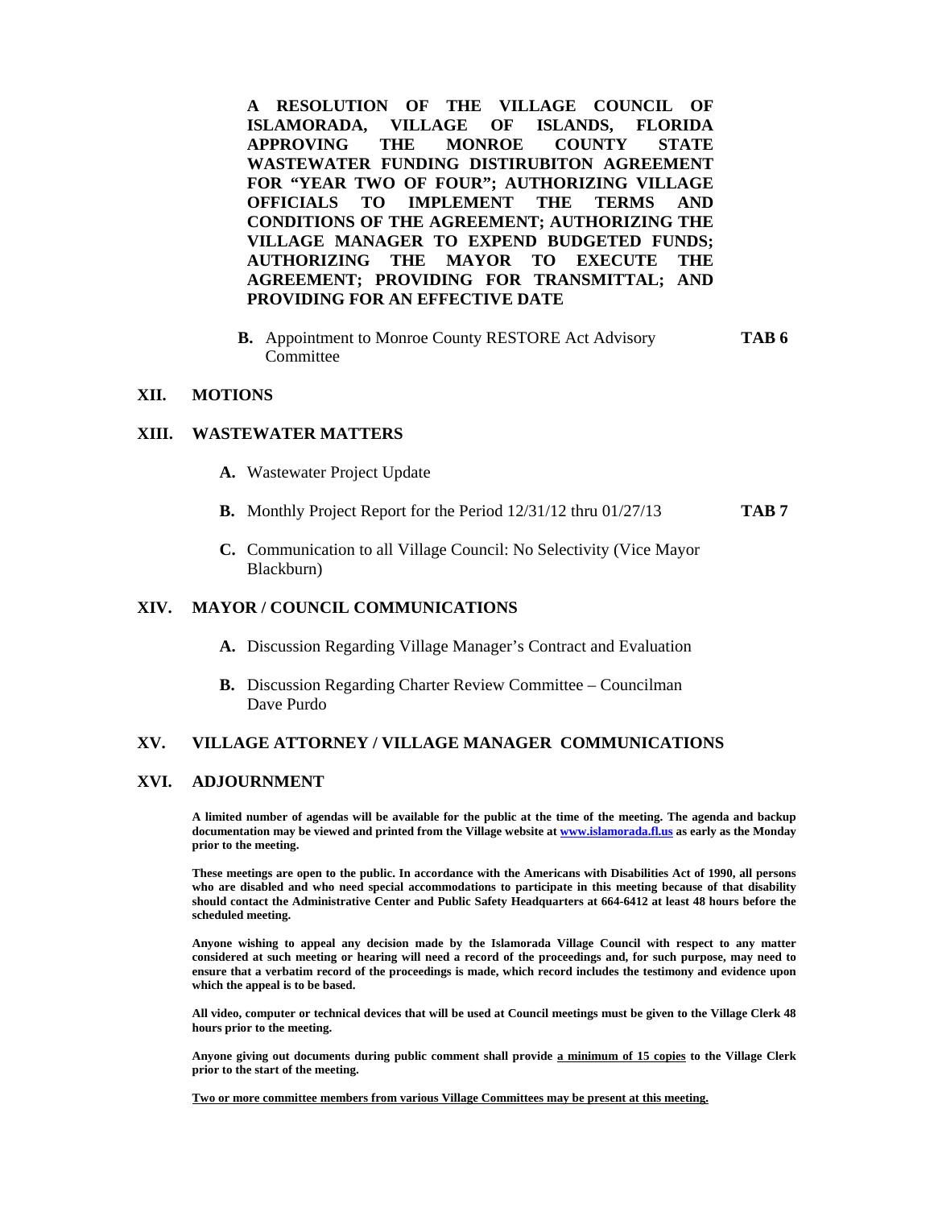**A RESOLUTION OF THE VILLAGE COUNCIL OF ISLAMORADA, VILLAGE OF ISLANDS, FLORIDA APPROVING THE MONROE COUNTY STATE WASTEWATER FUNDING DISTIRUBITON AGREEMENT FOR "YEAR TWO OF FOUR"; AUTHORIZING VILLAGE OFFICIALS TO IMPLEMENT THE TERMS AND CONDITIONS OF THE AGREEMENT; AUTHORIZING THE VILLAGE MANAGER TO EXPEND BUDGETED FUNDS; AUTHORIZING THE MAYOR TO EXECUTE THE AGREEMENT; PROVIDING FOR TRANSMITTAL; AND PROVIDING FOR AN EFFECTIVE DATE**

**B.** Appointment to Monroe County RESTORE Act Advisory Committee **TAB 6**

## XII. MOTIONS

## XIII. WASTEWATER MATTERS

**A.** Wastewater Project Update

**B.** Monthly Project Report for the Period 12/31/12 thru 01/27/13 **TAB 7**

**C.** Communication to all Village Council: No Selectivity (Vice Mayor Blackburn)

## XIV. MAYOR / COUNCIL COMMUNICATIONS

**A.** Discussion Regarding Village Manager's Contract and Evaluation

**B.** Discussion Regarding Charter Review Committee – Councilman Dave Purdo

## XV. VILLAGE ATTORNEY / VILLAGE MANAGER COMMUNICATIONS

## XVI. ADJOURNMENT

**A limited number of agendas will be available for the public at the time of the meeting. The agenda and backup documentation may be viewed and printed from the Village website at www.islamorada.fl.us as early as the Monday prior to the meeting.**

**These meetings are open to the public. In accordance with the Americans with Disabilities Act of 1990, all persons who are disabled and who need special accommodations to participate in this meeting because of that disability should contact the Administrative Center and Public Safety Headquarters at 664-6412 at least 48 hours before the scheduled meeting.**

**Anyone wishing to appeal any decision made by the Islamorada Village Council with respect to any matter considered at such meeting or hearing will need a record of the proceedings and, for such purpose, may need to ensure that a verbatim record of the proceedings is made, which record includes the testimony and evidence upon which the appeal is to be based.**

**All video, computer or technical devices that will be used at Council meetings must be given to the Village Clerk 48 hours prior to the meeting.**

**Anyone giving out documents during public comment shall provide a minimum of 15 copies to the Village Clerk prior to the start of the meeting.**

**Two or more committee members from various Village Committees may be present at this meeting.**